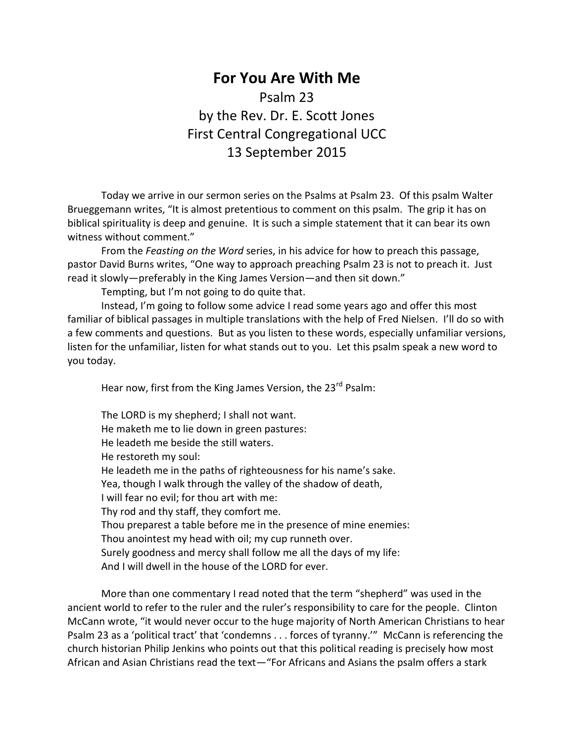# For You Are With Me

Psalm 23
by the Rev. Dr. E. Scott Jones
First Central Congregational UCC
13 September 2015

Today we arrive in our sermon series on the Psalms at Psalm 23. Of this psalm Walter Brueggemann writes, "It is almost pretentious to comment on this psalm. The grip it has on biblical spirituality is deep and genuine. It is such a simple statement that it can bear its own witness without comment."

From the *Feasting on the Word* series, in his advice for how to preach this passage, pastor David Burns writes, "One way to approach preaching Psalm 23 is not to preach it. Just read it slowly—preferably in the King James Version—and then sit down."

Tempting, but I'm not going to do quite that.

Instead, I'm going to follow some advice I read some years ago and offer this most familiar of biblical passages in multiple translations with the help of Fred Nielsen. I'll do so with a few comments and questions. But as you listen to these words, especially unfamiliar versions, listen for the unfamiliar, listen for what stands out to you. Let this psalm speak a new word to you today.

Hear now, first from the King James Version, the 23rd Psalm:

The LORD is my shepherd; I shall not want.
He maketh me to lie down in green pastures:
He leadeth me beside the still waters.
He restoreth my soul:
He leadeth me in the paths of righteousness for his name's sake.
Yea, though I walk through the valley of the shadow of death,
I will fear no evil; for thou art with me:
Thy rod and thy staff, they comfort me.
Thou preparest a table before me in the presence of mine enemies:
Thou anointest my head with oil; my cup runneth over.
Surely goodness and mercy shall follow me all the days of my life:
And I will dwell in the house of the LORD for ever.

More than one commentary I read noted that the term "shepherd" was used in the ancient world to refer to the ruler and the ruler's responsibility to care for the people. Clinton McCann wrote, "it would never occur to the huge majority of North American Christians to hear Psalm 23 as a 'political tract' that 'condemns . . . forces of tyranny.'" McCann is referencing the church historian Philip Jenkins who points out that this political reading is precisely how most African and Asian Christians read the text—"For Africans and Asians the psalm offers a stark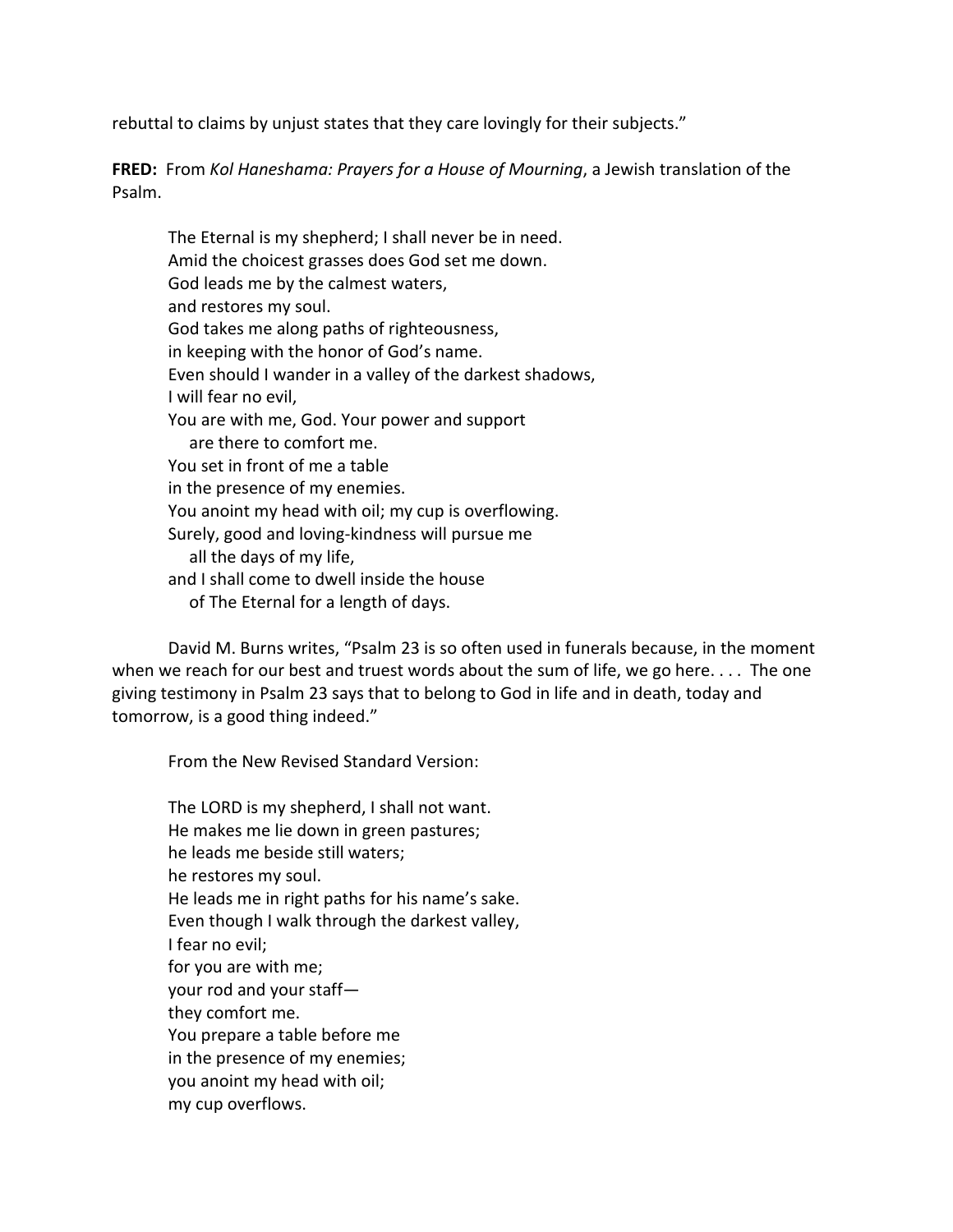rebuttal to claims by unjust states that they care lovingly for their subjects."

**FRED:** From *Kol Haneshama: Prayers for a House of Mourning*, a Jewish translation of the Psalm.

> The Eternal is my shepherd; I shall never be in need.
> Amid the choicest grasses does God set me down.
> God leads me by the calmest waters,
> and restores my soul.
> God takes me along paths of righteousness,
> in keeping with the honor of God's name.
> Even should I wander in a valley of the darkest shadows,
> I will fear no evil,
> You are with me, God. Your power and support
> &nbsp;&nbsp;&nbsp;&nbsp;are there to comfort me.
> You set in front of me a table
> in the presence of my enemies.
> You anoint my head with oil; my cup is overflowing.
> Surely, good and loving-kindness will pursue me
> &nbsp;&nbsp;&nbsp;&nbsp;all the days of my life,
> and I shall come to dwell inside the house
> &nbsp;&nbsp;&nbsp;&nbsp;of The Eternal for a length of days.

David M. Burns writes, "Psalm 23 is so often used in funerals because, in the moment when we reach for our best and truest words about the sum of life, we go here. . . . The one giving testimony in Psalm 23 says that to belong to God in life and in death, today and tomorrow, is a good thing indeed."

From the New Revised Standard Version:

> The LORD is my shepherd, I shall not want.
> He makes me lie down in green pastures;
> he leads me beside still waters;
> he restores my soul.
> He leads me in right paths for his name's sake.
> Even though I walk through the darkest valley,
> I fear no evil;
> for you are with me;
> your rod and your staff—
> they comfort me.
> You prepare a table before me
> in the presence of my enemies;
> you anoint my head with oil;
> my cup overflows.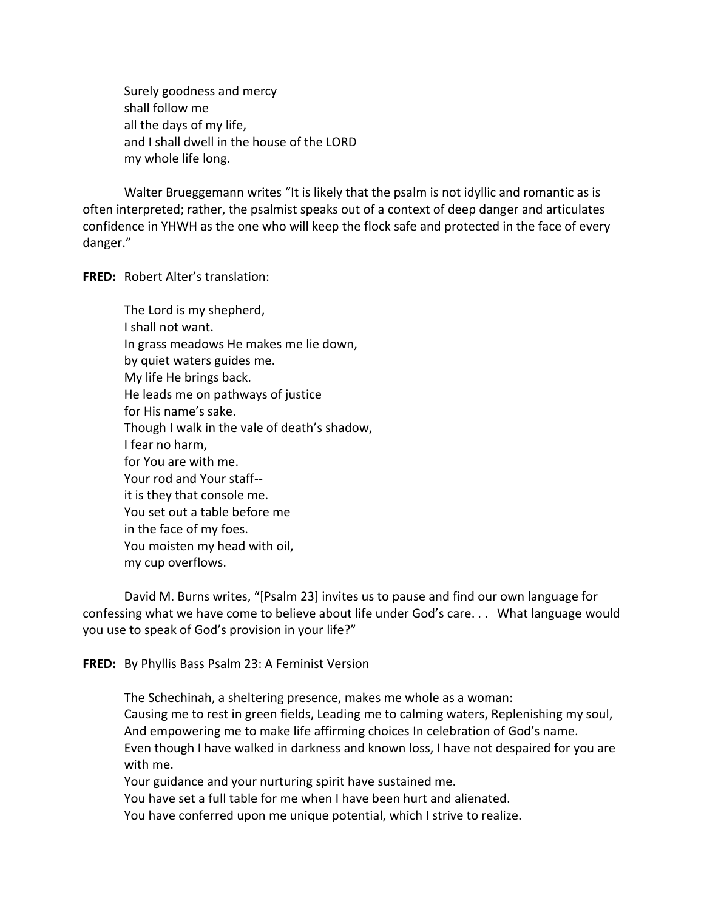Surely goodness and mercy  
shall follow me  
all the days of my life,  
and I shall dwell in the house of the LORD  
my whole life long.

Walter Brueggemann writes "It is likely that the psalm is not idyllic and romantic as is often interpreted; rather, the psalmist speaks out of a context of deep danger and articulates confidence in YHWH as the one who will keep the flock safe and protected in the face of every danger."

**FRED:** Robert Alter's translation:

The Lord is my shepherd,  
I shall not want.  
In grass meadows He makes me lie down,  
by quiet waters guides me.  
My life He brings back.  
He leads me on pathways of justice  
for His name's sake.  
Though I walk in the vale of death's shadow,  
I fear no harm,  
for You are with me.  
Your rod and Your staff--  
it is they that console me.  
You set out a table before me  
in the face of my foes.  
You moisten my head with oil,  
my cup overflows.

David M. Burns writes, "[Psalm 23] invites us to pause and find our own language for confessing what we have come to believe about life under God's care. . . What language would you use to speak of God's provision in your life?"

**FRED:** By Phyllis Bass Psalm 23: A Feminist Version

The Schechinah, a sheltering presence, makes me whole as a woman:  
Causing me to rest in green fields, Leading me to calming waters, Replenishing my soul, And empowering me to make life affirming choices In celebration of God's name.  
Even though I have walked in darkness and known loss, I have not despaired for you are with me.  
Your guidance and your nurturing spirit have sustained me.  
You have set a full table for me when I have been hurt and alienated.  
You have conferred upon me unique potential, which I strive to realize.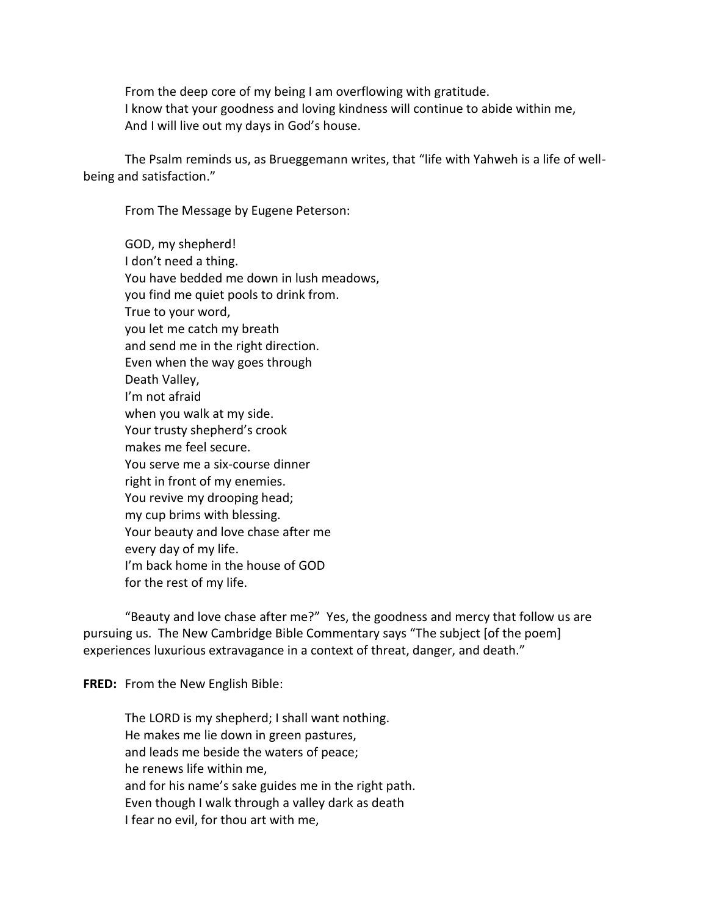From the deep core of my being I am overflowing with gratitude.  
I know that your goodness and loving kindness will continue to abide within me,  
And I will live out my days in God's house.

The Psalm reminds us, as Brueggemann writes, that "life with Yahweh is a life of well-being and satisfaction."

From The Message by Eugene Peterson:

GOD, my shepherd!  
I don't need a thing.  
You have bedded me down in lush meadows,  
you find me quiet pools to drink from.  
True to your word,  
you let me catch my breath  
and send me in the right direction.  
Even when the way goes through  
Death Valley,  
I'm not afraid  
when you walk at my side.  
Your trusty shepherd's crook  
makes me feel secure.  
You serve me a six-course dinner  
right in front of my enemies.  
You revive my drooping head;  
my cup brims with blessing.  
Your beauty and love chase after me  
every day of my life.  
I'm back home in the house of GOD  
for the rest of my life.

"Beauty and love chase after me?" Yes, the goodness and mercy that follow us are pursuing us. The New Cambridge Bible Commentary says "The subject [of the poem] experiences luxurious extravagance in a context of threat, danger, and death."

**FRED:** From the New English Bible:

The LORD is my shepherd; I shall want nothing.  
He makes me lie down in green pastures,  
and leads me beside the waters of peace;  
he renews life within me,  
and for his name's sake guides me in the right path.  
Even though I walk through a valley dark as death  
I fear no evil, for thou art with me,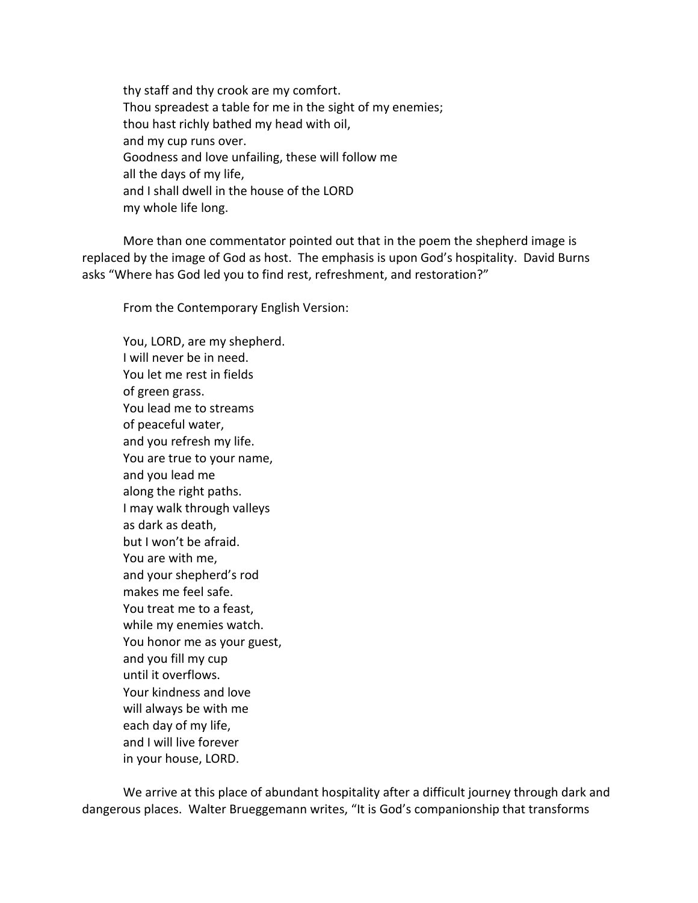thy staff and thy crook are my comfort.
Thou spreadest a table for me in the sight of my enemies;
thou hast richly bathed my head with oil,
and my cup runs over.
Goodness and love unfailing, these will follow me
all the days of my life,
and I shall dwell in the house of the LORD
my whole life long.

More than one commentator pointed out that in the poem the shepherd image is replaced by the image of God as host. The emphasis is upon God's hospitality. David Burns asks "Where has God led you to find rest, refreshment, and restoration?"

From the Contemporary English Version:

You, LORD, are my shepherd.
I will never be in need.
You let me rest in fields
of green grass.
You lead me to streams
of peaceful water,
and you refresh my life.
You are true to your name,
and you lead me
along the right paths.
I may walk through valleys
as dark as death,
but I won't be afraid.
You are with me,
and your shepherd's rod
makes me feel safe.
You treat me to a feast,
while my enemies watch.
You honor me as your guest,
and you fill my cup
until it overflows.
Your kindness and love
will always be with me
each day of my life,
and I will live forever
in your house, LORD.

We arrive at this place of abundant hospitality after a difficult journey through dark and dangerous places. Walter Brueggemann writes, "It is God's companionship that transforms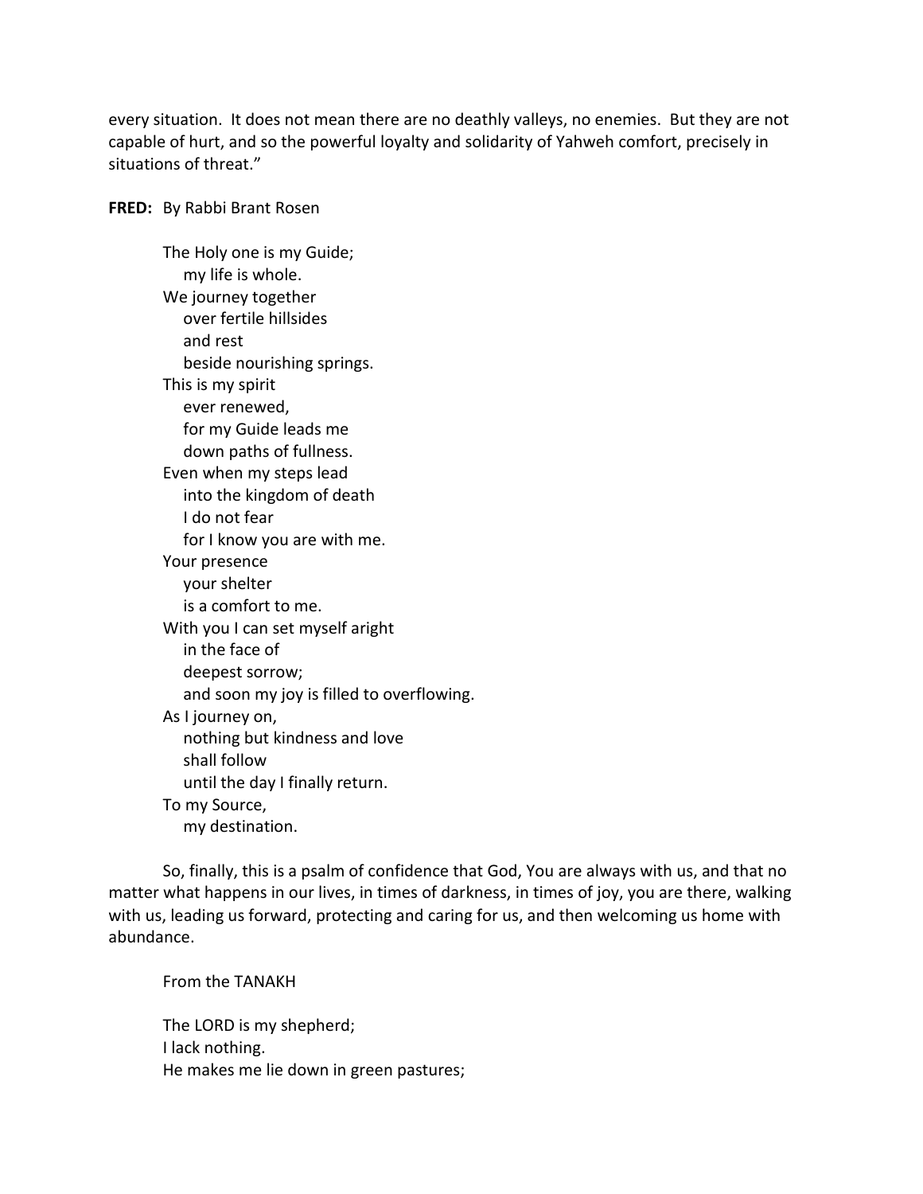every situation. It does not mean there are no deathly valleys, no enemies. But they are not capable of hurt, and so the powerful loyalty and solidarity of Yahweh comfort, precisely in situations of threat."

**FRED:** By Rabbi Brant Rosen

The Holy one is my Guide;
  my life is whole.
We journey together
  over fertile hillsides
  and rest
  beside nourishing springs.
This is my spirit
  ever renewed,
  for my Guide leads me
  down paths of fullness.
Even when my steps lead
  into the kingdom of death
  I do not fear
  for I know you are with me.
Your presence
  your shelter
  is a comfort to me.
With you I can set myself aright
  in the face of
  deepest sorrow;
  and soon my joy is filled to overflowing.
As I journey on,
  nothing but kindness and love
  shall follow
  until the day I finally return.
To my Source,
  my destination.

So, finally, this is a psalm of confidence that God, You are always with us, and that no matter what happens in our lives, in times of darkness, in times of joy, you are there, walking with us, leading us forward, protecting and caring for us, and then welcoming us home with abundance.

From the TANAKH

The LORD is my shepherd;
I lack nothing.
He makes me lie down in green pastures;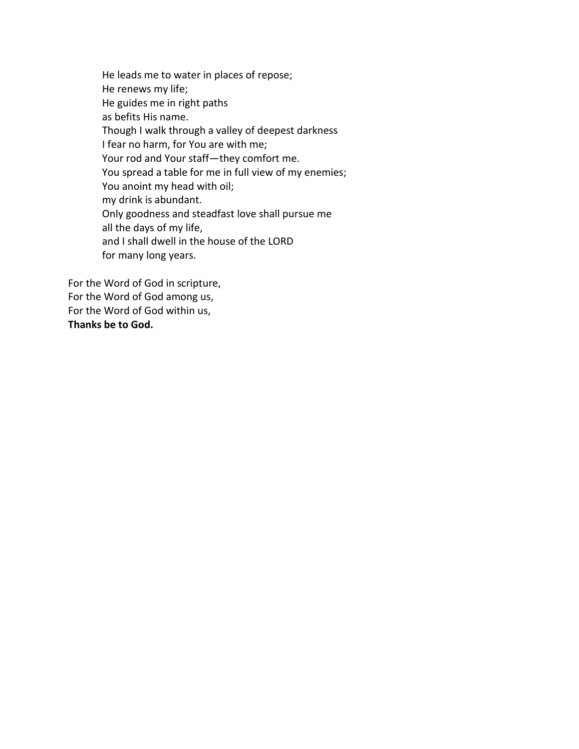He leads me to water in places of repose;  
He renews my life;  
He guides me in right paths  
as befits His name.  
Though I walk through a valley of deepest darkness  
I fear no harm, for You are with me;  
Your rod and Your staff—they comfort me.  
You spread a table for me in full view of my enemies;  
You anoint my head with oil;  
my drink is abundant.  
Only goodness and steadfast love shall pursue me  
all the days of my life,  
and I shall dwell in the house of the LORD  
for many long years.

For the Word of God in scripture,  
For the Word of God among us,  
For the Word of God within us,  
**Thanks be to God.**